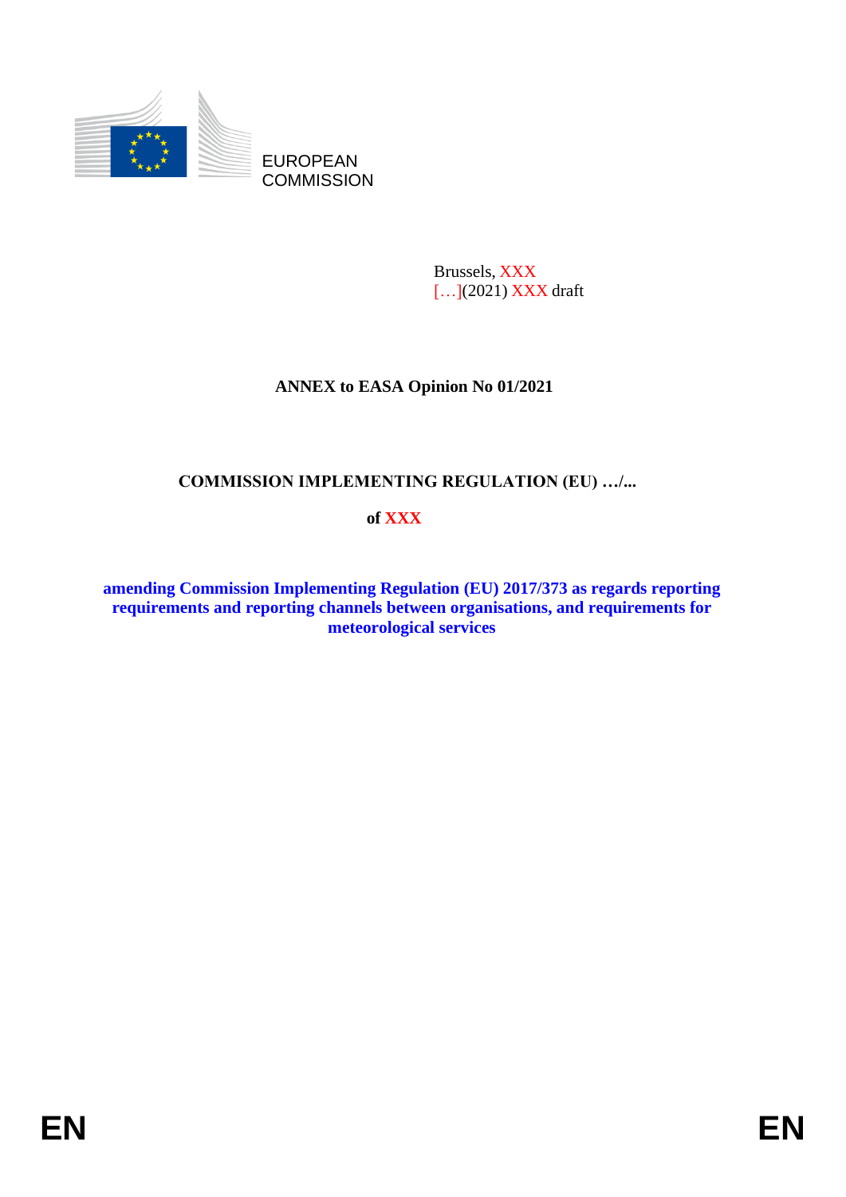EUROPEAN
COMMISSION

Brussels, XXX
[…](2021) XXX draft

**ANNEX to EASA Opinion No 01/2021**

**COMMISSION IMPLEMENTING REGULATION (EU) …/...**

**of XXX**

**amending Commission Implementing Regulation (EU) 2017/373 as regards reporting requirements and reporting channels between organisations, and requirements for meteorological services**

EN EN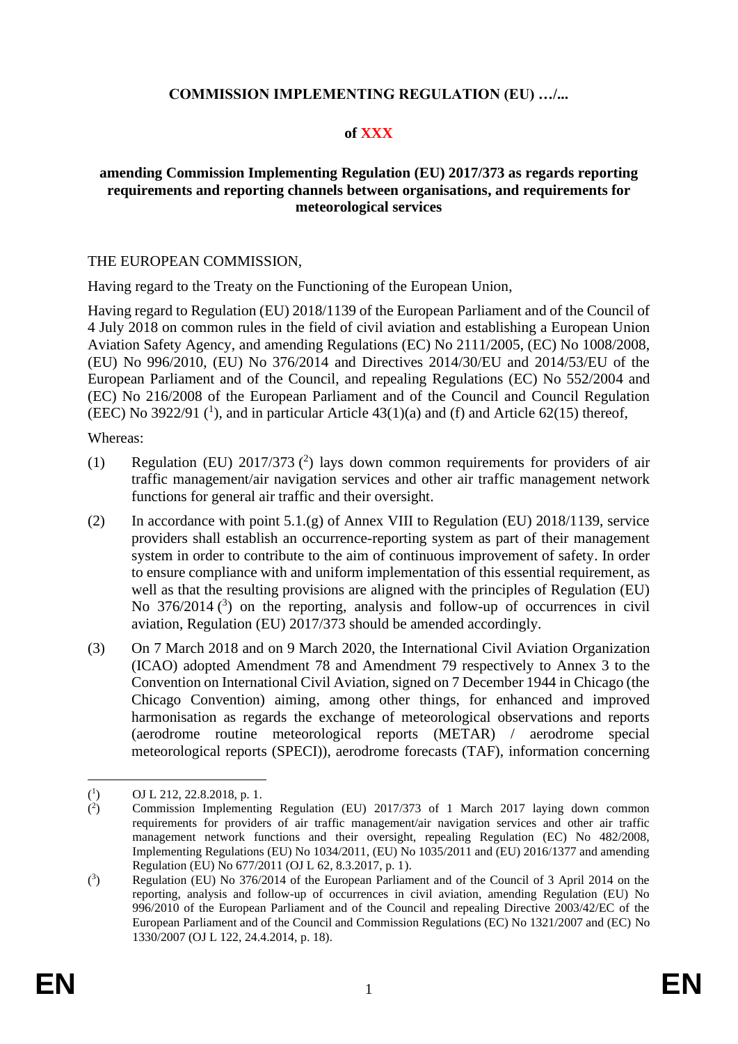**COMMISSION IMPLEMENTING REGULATION (EU) …/...**

**of XXX**

**amending Commission Implementing Regulation (EU) 2017/373 as regards reporting requirements and reporting channels between organisations, and requirements for meteorological services**

THE EUROPEAN COMMISSION,

Having regard to the Treaty on the Functioning of the European Union,

Having regard to Regulation (EU) 2018/1139 of the European Parliament and of the Council of 4 July 2018 on common rules in the field of civil aviation and establishing a European Union Aviation Safety Agency, and amending Regulations (EC) No 2111/2005, (EC) No 1008/2008, (EU) No 996/2010, (EU) No 376/2014 and Directives 2014/30/EU and 2014/53/EU of the European Parliament and of the Council, and repealing Regulations (EC) No 552/2004 and (EC) No 216/2008 of the European Parliament and of the Council and Council Regulation (EEC) No 3922/91 ([1]), and in particular Article 43(1)(a) and (f) and Article 62(15) thereof,

Whereas:

(1) Regulation (EU) 2017/373 ([2]) lays down common requirements for providers of air traffic management/air navigation services and other air traffic management network functions for general air traffic and their oversight.

(2) In accordance with point 5.1.(g) of Annex VIII to Regulation (EU) 2018/1139, service providers shall establish an occurrence-reporting system as part of their management system in order to contribute to the aim of continuous improvement of safety. In order to ensure compliance with and uniform implementation of this essential requirement, as well as that the resulting provisions are aligned with the principles of Regulation (EU) No 376/2014 ([3]) on the reporting, analysis and follow-up of occurrences in civil aviation, Regulation (EU) 2017/373 should be amended accordingly.

(3) On 7 March 2018 and on 9 March 2020, the International Civil Aviation Organization (ICAO) adopted Amendment 78 and Amendment 79 respectively to Annex 3 to the Convention on International Civil Aviation, signed on 7 December 1944 in Chicago (the Chicago Convention) aiming, among other things, for enhanced and improved harmonisation as regards the exchange of meteorological observations and reports (aerodrome routine meteorological reports (METAR) / aerodrome special meteorological reports (SPECI)), aerodrome forecasts (TAF), information concerning

---

([1]) OJ L 212, 22.8.2018, p. 1.

([2]) Commission Implementing Regulation (EU) 2017/373 of 1 March 2017 laying down common requirements for providers of air traffic management/air navigation services and other air traffic management network functions and their oversight, repealing Regulation (EC) No 482/2008, Implementing Regulations (EU) No 1034/2011, (EU) No 1035/2011 and (EU) 2016/1377 and amending Regulation (EU) No 677/2011 (OJ L 62, 8.3.2017, p. 1).

([3]) Regulation (EU) No 376/2014 of the European Parliament and of the Council of 3 April 2014 on the reporting, analysis and follow-up of occurrences in civil aviation, amending Regulation (EU) No 996/2010 of the European Parliament and of the Council and repealing Directive 2003/42/EC of the European Parliament and of the Council and Commission Regulations (EC) No 1321/2007 and (EC) No 1330/2007 (OJ L 122, 24.4.2014, p. 18).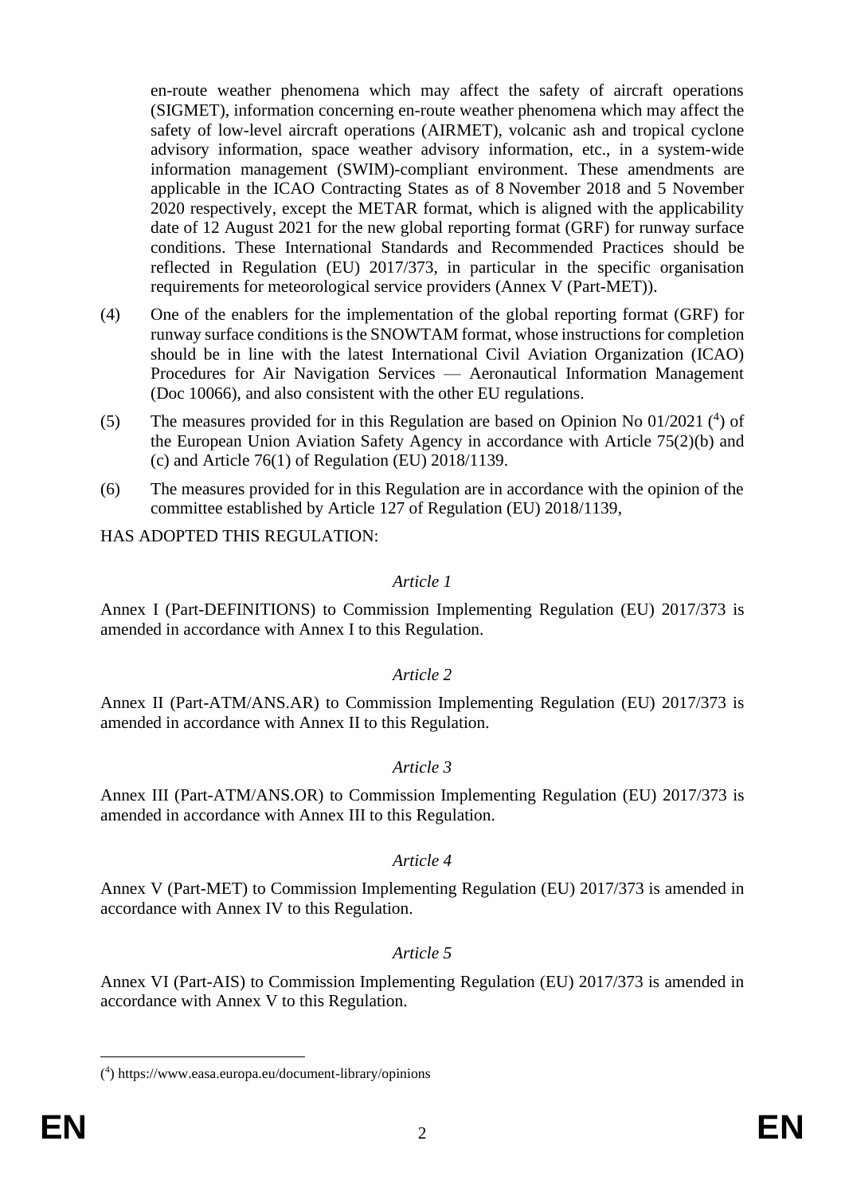en-route weather phenomena which may affect the safety of aircraft operations (SIGMET), information concerning en-route weather phenomena which may affect the safety of low-level aircraft operations (AIRMET), volcanic ash and tropical cyclone advisory information, space weather advisory information, etc., in a system-wide information management (SWIM)-compliant environment. These amendments are applicable in the ICAO Contracting States as of 8 November 2018 and 5 November 2020 respectively, except the METAR format, which is aligned with the applicability date of 12 August 2021 for the new global reporting format (GRF) for runway surface conditions. These International Standards and Recommended Practices should be reflected in Regulation (EU) 2017/373, in particular in the specific organisation requirements for meteorological service providers (Annex V (Part-MET)).

(4) One of the enablers for the implementation of the global reporting format (GRF) for runway surface conditions is the SNOWTAM format, whose instructions for completion should be in line with the latest International Civil Aviation Organization (ICAO) Procedures for Air Navigation Services — Aeronautical Information Management (Doc 10066), and also consistent with the other EU regulations.

(5) The measures provided for in this Regulation are based on Opinion No 01/2021 ([4]) of the European Union Aviation Safety Agency in accordance with Article 75(2)(b) and (c) and Article 76(1) of Regulation (EU) 2018/1139.

(6) The measures provided for in this Regulation are in accordance with the opinion of the committee established by Article 127 of Regulation (EU) 2018/1139,

HAS ADOPTED THIS REGULATION:

*Article 1*

Annex I (Part-DEFINITIONS) to Commission Implementing Regulation (EU) 2017/373 is amended in accordance with Annex I to this Regulation.

*Article 2*

Annex II (Part-ATM/ANS.AR) to Commission Implementing Regulation (EU) 2017/373 is amended in accordance with Annex II to this Regulation.

*Article 3*

Annex III (Part-ATM/ANS.OR) to Commission Implementing Regulation (EU) 2017/373 is amended in accordance with Annex III to this Regulation.

*Article 4*

Annex V (Part-MET) to Commission Implementing Regulation (EU) 2017/373 is amended in accordance with Annex IV to this Regulation.

*Article 5*

Annex VI (Part-AIS) to Commission Implementing Regulation (EU) 2017/373 is amended in accordance with Annex V to this Regulation.

---

([4]) https://www.easa.europa.eu/document-library/opinions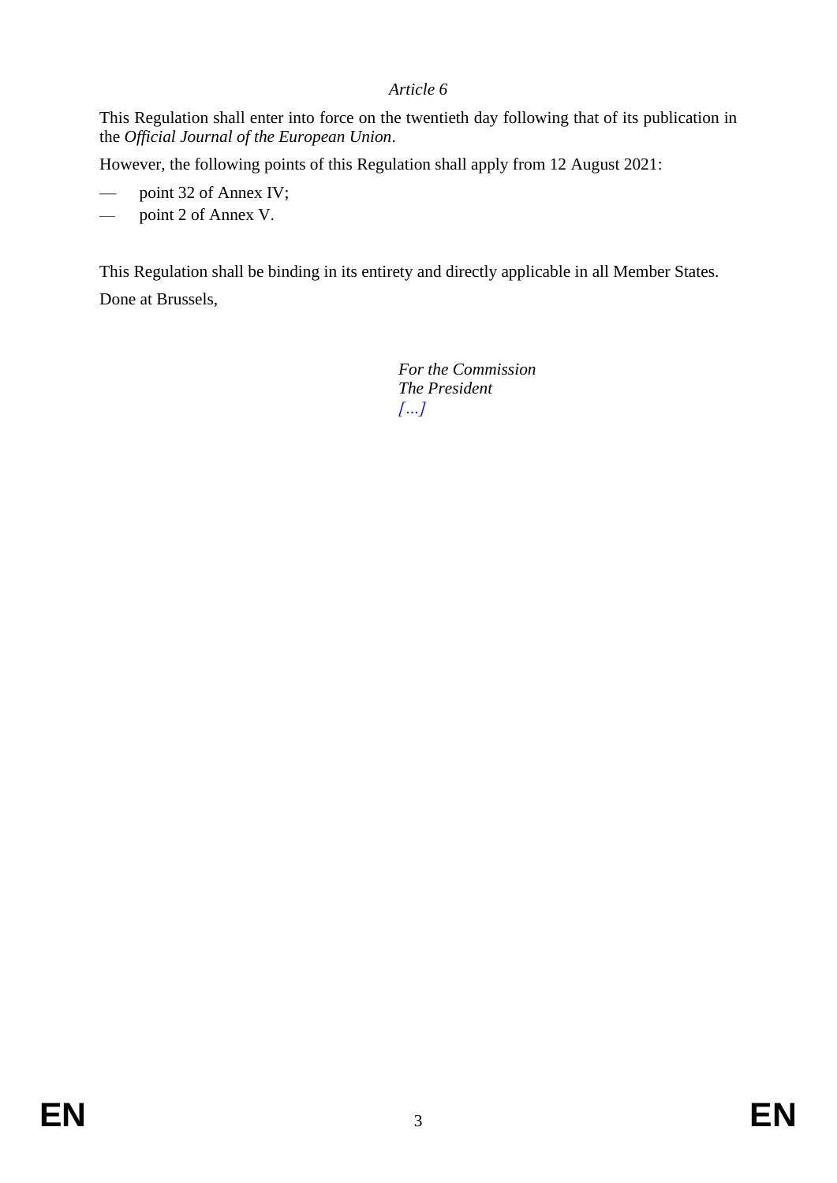*Article 6*

This Regulation shall enter into force on the twentieth day following that of its publication in the *Official Journal of the European Union*.

However, the following points of this Regulation shall apply from 12 August 2021:

— point 32 of Annex IV;
— point 2 of Annex V.

This Regulation shall be binding in its entirety and directly applicable in all Member States.

Done at Brussels,

*For the Commission*
*The President*
*[…]*